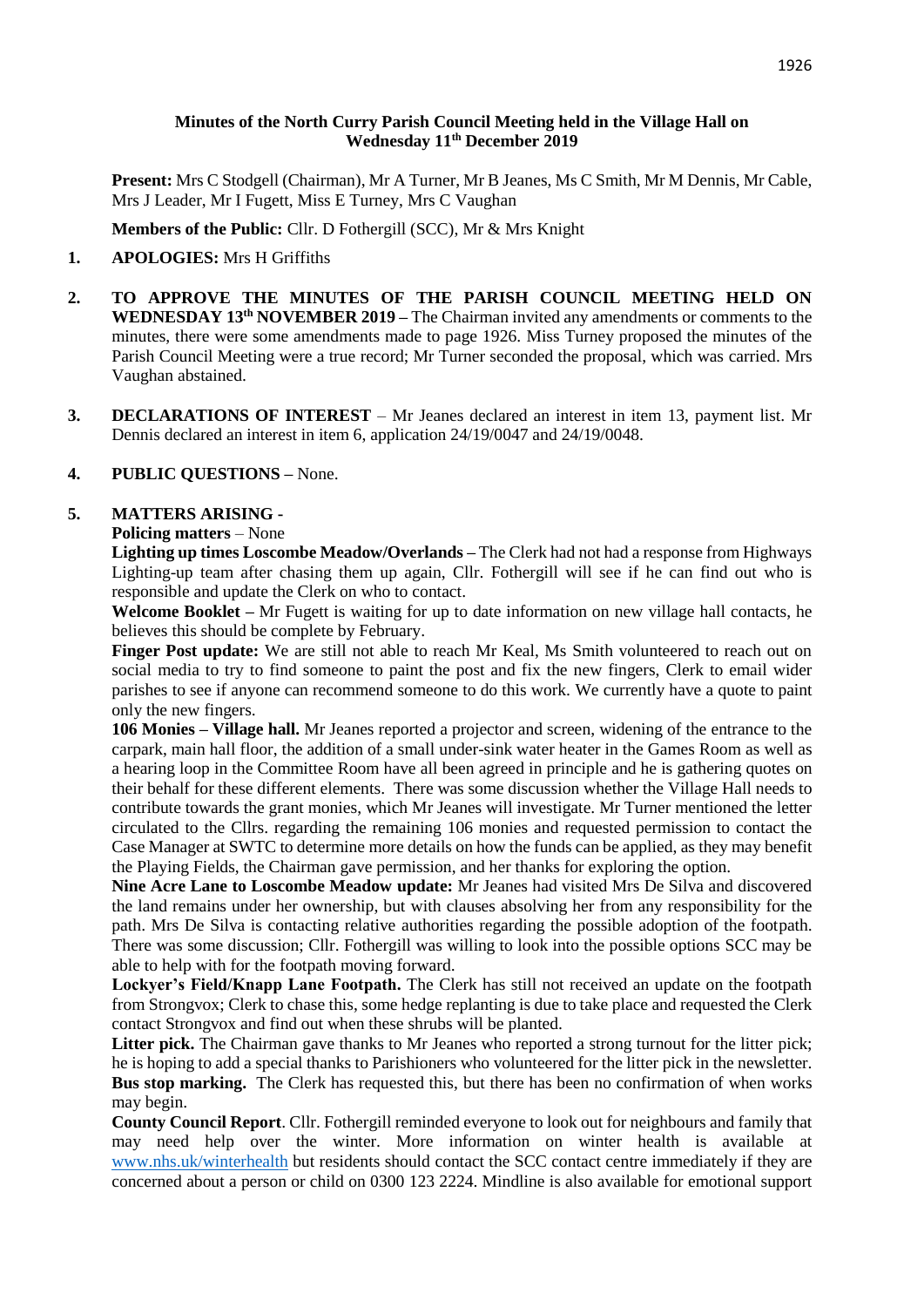**Minutes of the North Curry Parish Council Meeting held in the Village Hall on Wednesday 11th December 2019**

**Present:** Mrs C Stodgell (Chairman), Mr A Turner, Mr B Jeanes, Ms C Smith, Mr M Dennis, Mr Cable, Mrs J Leader, Mr I Fugett, Miss E Turney, Mrs C Vaughan

**Members of the Public:** Cllr. D Fothergill (SCC), Mr & Mrs Knight

1. **APOLOGIES:** Mrs H Griffiths

2. **TO APPROVE THE MINUTES OF THE PARISH COUNCIL MEETING HELD ON WEDNESDAY 13th NOVEMBER 2019 –** The Chairman invited any amendments or comments to the minutes, there were some amendments made to page 1926. Miss Turney proposed the minutes of the Parish Council Meeting were a true record; Mr Turner seconded the proposal, which was carried. Mrs Vaughan abstained.

3. **DECLARATIONS OF INTEREST** – Mr Jeanes declared an interest in item 13, payment list. Mr Dennis declared an interest in item 6, application 24/19/0047 and 24/19/0048.

4. **PUBLIC QUESTIONS –** None.

5. **MATTERS ARISING -**

   **Policing matters** – None

   **Lighting up times Loscombe Meadow/Overlands –** The Clerk had not had a response from Highways Lighting-up team after chasing them up again, Cllr. Fothergill will see if he can find out who is responsible and update the Clerk on who to contact.

   **Welcome Booklet –** Mr Fugett is waiting for up to date information on new village hall contacts, he believes this should be complete by February.

   **Finger Post update:** We are still not able to reach Mr Keal, Ms Smith volunteered to reach out on social media to try to find someone to paint the post and fix the new fingers, Clerk to email wider parishes to see if anyone can recommend someone to do this work. We currently have a quote to paint only the new fingers.

   **106 Monies – Village hall.** Mr Jeanes reported a projector and screen, widening of the entrance to the carpark, main hall floor, the addition of a small under-sink water heater in the Games Room as well as a hearing loop in the Committee Room have all been agreed in principle and he is gathering quotes on their behalf for these different elements. There was some discussion whether the Village Hall needs to contribute towards the grant monies, which Mr Jeanes will investigate. Mr Turner mentioned the letter circulated to the Cllrs. regarding the remaining 106 monies and requested permission to contact the Case Manager at SWTC to determine more details on how the funds can be applied, as they may benefit the Playing Fields, the Chairman gave permission, and her thanks for exploring the option.

   **Nine Acre Lane to Loscombe Meadow update:** Mr Jeanes had visited Mrs De Silva and discovered the land remains under her ownership, but with clauses absolving her from any responsibility for the path. Mrs De Silva is contacting relative authorities regarding the possible adoption of the footpath. There was some discussion; Cllr. Fothergill was willing to look into the possible options SCC may be able to help with for the footpath moving forward.

   **Lockyer's Field/Knapp Lane Footpath.** The Clerk has still not received an update on the footpath from Strongvox; Clerk to chase this, some hedge replanting is due to take place and requested the Clerk contact Strongvox and find out when these shrubs will be planted.

   **Litter pick.** The Chairman gave thanks to Mr Jeanes who reported a strong turnout for the litter pick; he is hoping to add a special thanks to Parishioners who volunteered for the litter pick in the newsletter.

   **Bus stop marking.** The Clerk has requested this, but there has been no confirmation of when works may begin.

   **County Council Report**. Cllr. Fothergill reminded everyone to look out for neighbours and family that may need help over the winter. More information on winter health is available at www.nhs.uk/winterhealth but residents should contact the SCC contact centre immediately if they are concerned about a person or child on 0300 123 2224. Mindline is also available for emotional support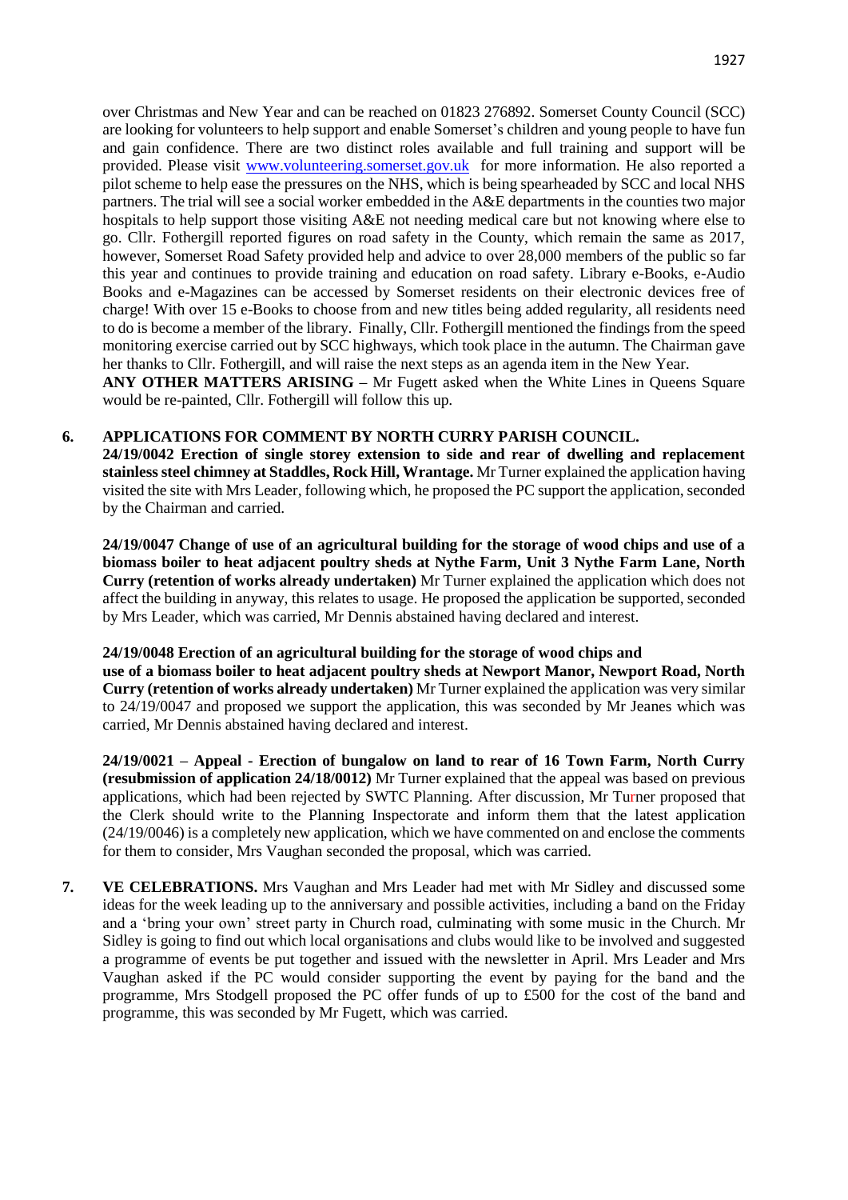over Christmas and New Year and can be reached on 01823 276892. Somerset County Council (SCC) are looking for volunteers to help support and enable Somerset's children and young people to have fun and gain confidence. There are two distinct roles available and full training and support will be provided. Please visit [www.volunteering.somerset.gov.uk](http://www.volunteering.somerset.gov.uk) for more information. He also reported a pilot scheme to help ease the pressures on the NHS, which is being spearheaded by SCC and local NHS partners. The trial will see a social worker embedded in the A&E departments in the counties two major hospitals to help support those visiting A&E not needing medical care but not knowing where else to go. Cllr. Fothergill reported figures on road safety in the County, which remain the same as 2017, however, Somerset Road Safety provided help and advice to over 28,000 members of the public so far this year and continues to provide training and education on road safety. Library e-Books, e-Audio Books and e-Magazines can be accessed by Somerset residents on their electronic devices free of charge! With over 15 e-Books to choose from and new titles being added regularity, all residents need to do is become a member of the library. Finally, Cllr. Fothergill mentioned the findings from the speed monitoring exercise carried out by SCC highways, which took place in the autumn. The Chairman gave her thanks to Cllr. Fothergill, and will raise the next steps as an agenda item in the New Year.

**ANY OTHER MATTERS ARISING –** Mr Fugett asked when the White Lines in Queens Square would be re-painted, Cllr. Fothergill will follow this up.

**6. APPLICATIONS FOR COMMENT BY NORTH CURRY PARISH COUNCIL.**

**24/19/0042 Erection of single storey extension to side and rear of dwelling and replacement stainless steel chimney at Staddles, Rock Hill, Wrantage.** Mr Turner explained the application having visited the site with Mrs Leader, following which, he proposed the PC support the application, seconded by the Chairman and carried.

**24/19/0047 Change of use of an agricultural building for the storage of wood chips and use of a biomass boiler to heat adjacent poultry sheds at Nythe Farm, Unit 3 Nythe Farm Lane, North Curry (retention of works already undertaken)** Mr Turner explained the application which does not affect the building in anyway, this relates to usage. He proposed the application be supported, seconded by Mrs Leader, which was carried, Mr Dennis abstained having declared and interest.

**24/19/0048 Erection of an agricultural building for the storage of wood chips and use of a biomass boiler to heat adjacent poultry sheds at Newport Manor, Newport Road, North Curry (retention of works already undertaken)** Mr Turner explained the application was very similar to 24/19/0047 and proposed we support the application, this was seconded by Mr Jeanes which was carried, Mr Dennis abstained having declared and interest.

**24/19/0021 – Appeal - Erection of bungalow on land to rear of 16 Town Farm, North Curry (resubmission of application 24/18/0012)** Mr Turner explained that the appeal was based on previous applications, which had been rejected by SWTC Planning. After discussion, Mr Turner proposed that the Clerk should write to the Planning Inspectorate and inform them that the latest application (24/19/0046) is a completely new application, which we have commented on and enclose the comments for them to consider, Mrs Vaughan seconded the proposal, which was carried.

**7. VE CELEBRATIONS.** Mrs Vaughan and Mrs Leader had met with Mr Sidley and discussed some ideas for the week leading up to the anniversary and possible activities, including a band on the Friday and a 'bring your own' street party in Church road, culminating with some music in the Church. Mr Sidley is going to find out which local organisations and clubs would like to be involved and suggested a programme of events be put together and issued with the newsletter in April. Mrs Leader and Mrs Vaughan asked if the PC would consider supporting the event by paying for the band and the programme, Mrs Stodgell proposed the PC offer funds of up to £500 for the cost of the band and programme, this was seconded by Mr Fugett, which was carried.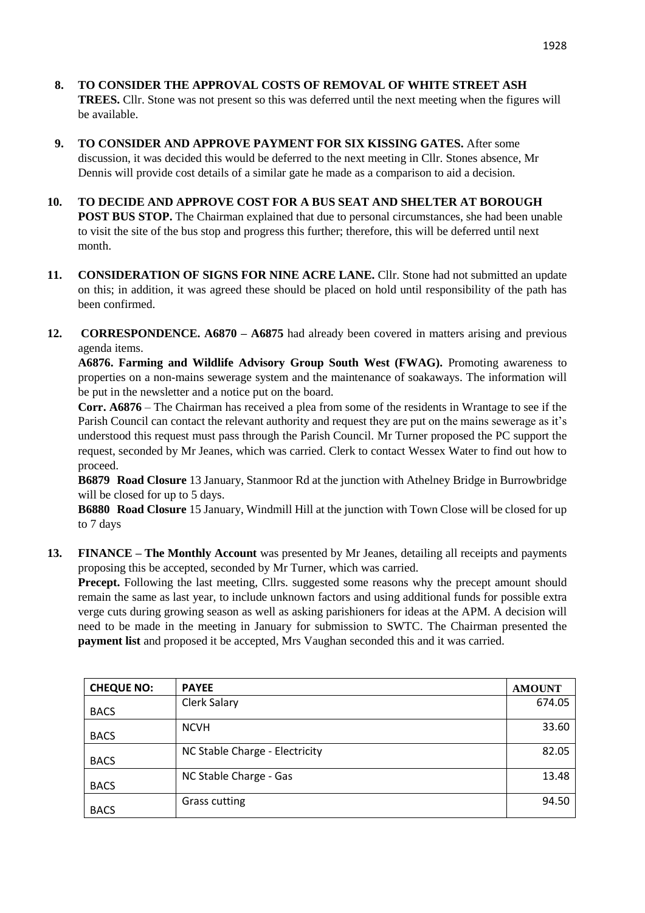8. **TO CONSIDER THE APPROVAL COSTS OF REMOVAL OF WHITE STREET ASH TREES.** Cllr. Stone was not present so this was deferred until the next meeting when the figures will be available.

9. **TO CONSIDER AND APPROVE PAYMENT FOR SIX KISSING GATES.** After some discussion, it was decided this would be deferred to the next meeting in Cllr. Stones absence, Mr Dennis will provide cost details of a similar gate he made as a comparison to aid a decision.

10. **TO DECIDE AND APPROVE COST FOR A BUS SEAT AND SHELTER AT BOROUGH POST BUS STOP.** The Chairman explained that due to personal circumstances, she had been unable to visit the site of the bus stop and progress this further; therefore, this will be deferred until next month.

11. **CONSIDERATION OF SIGNS FOR NINE ACRE LANE.** Cllr. Stone had not submitted an update on this; in addition, it was agreed these should be placed on hold until responsibility of the path has been confirmed.

12. **CORRESPONDENCE. A6870 – A6875** had already been covered in matters arising and previous agenda items.

    **A6876. Farming and Wildlife Advisory Group South West (FWAG).** Promoting awareness to properties on a non-mains sewerage system and the maintenance of soakaways. The information will be put in the newsletter and a notice put on the board.

    **Corr. A6876** – The Chairman has received a plea from some of the residents in Wrantage to see if the Parish Council can contact the relevant authority and request they are put on the mains sewerage as it's understood this request must pass through the Parish Council. Mr Turner proposed the PC support the request, seconded by Mr Jeanes, which was carried. Clerk to contact Wessex Water to find out how to proceed.

    **B6879 Road Closure** 13 January, Stanmoor Rd at the junction with Athelney Bridge in Burrowbridge will be closed for up to 5 days.

    **B6880 Road Closure** 15 January, Windmill Hill at the junction with Town Close will be closed for up to 7 days

13. **FINANCE – The Monthly Account** was presented by Mr Jeanes, detailing all receipts and payments proposing this be accepted, seconded by Mr Turner, which was carried.

    **Precept.** Following the last meeting, Cllrs. suggested some reasons why the precept amount should remain the same as last year, to include unknown factors and using additional funds for possible extra verge cuts during growing season as well as asking parishioners for ideas at the APM. A decision will need to be made in the meeting in January for submission to SWTC. The Chairman presented the **payment list** and proposed it be accepted, Mrs Vaughan seconded this and it was carried.

| CHEQUE NO: | PAYEE | AMOUNT |
|---|---|---|
| BACS | Clerk Salary | 674.05 |
| BACS | NCVH | 33.60 |
| BACS | NC Stable Charge - Electricity | 82.05 |
| BACS | NC Stable Charge - Gas | 13.48 |
| BACS | Grass cutting | 94.50 |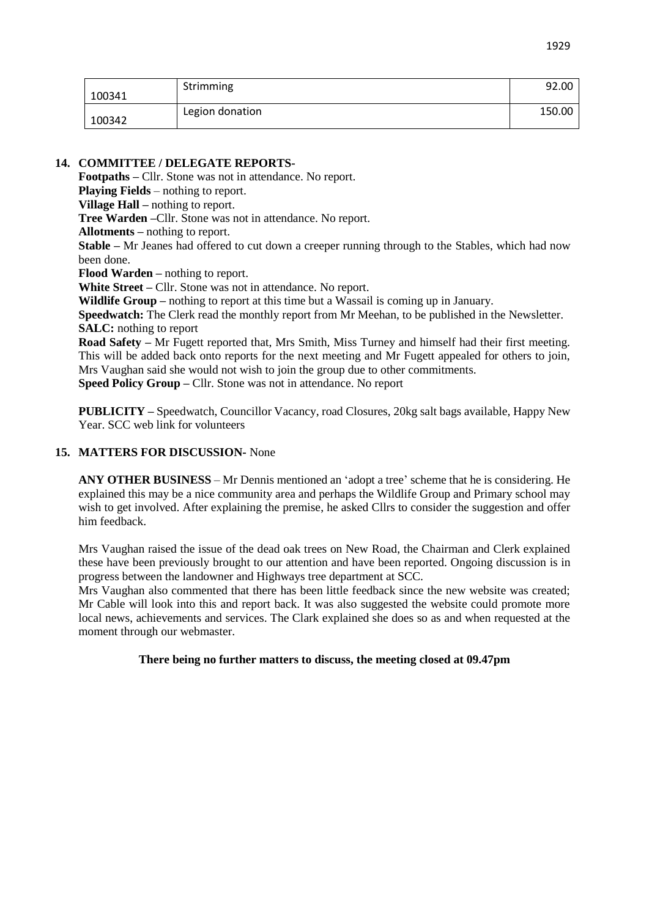| | | |
|---|---|---|
| 100341 | Strimming | 92.00 |
| 100342 | Legion donation | 150.00 |

**14. COMMITTEE / DELEGATE REPORTS-**

**Footpaths –** Cllr. Stone was not in attendance. No report.
**Playing Fields** – nothing to report.
**Village Hall –** nothing to report.
**Tree Warden –**Cllr. Stone was not in attendance. No report.
**Allotments –** nothing to report.
**Stable –** Mr Jeanes had offered to cut down a creeper running through to the Stables, which had now been done.
**Flood Warden –** nothing to report.
**White Street –** Cllr. Stone was not in attendance. No report.
**Wildlife Group –** nothing to report at this time but a Wassail is coming up in January.
**Speedwatch:** The Clerk read the monthly report from Mr Meehan, to be published in the Newsletter.
**SALC:** nothing to report
**Road Safety –** Mr Fugett reported that, Mrs Smith, Miss Turney and himself had their first meeting. This will be added back onto reports for the next meeting and Mr Fugett appealed for others to join, Mrs Vaughan said she would not wish to join the group due to other commitments.
**Speed Policy Group –** Cllr. Stone was not in attendance. No report

**PUBLICITY –** Speedwatch, Councillor Vacancy, road Closures, 20kg salt bags available, Happy New Year. SCC web link for volunteers

**15. MATTERS FOR DISCUSSION-** None

**ANY OTHER BUSINESS** – Mr Dennis mentioned an 'adopt a tree' scheme that he is considering. He explained this may be a nice community area and perhaps the Wildlife Group and Primary school may wish to get involved. After explaining the premise, he asked Cllrs to consider the suggestion and offer him feedback.

Mrs Vaughan raised the issue of the dead oak trees on New Road, the Chairman and Clerk explained these have been previously brought to our attention and have been reported. Ongoing discussion is in progress between the landowner and Highways tree department at SCC.
Mrs Vaughan also commented that there has been little feedback since the new website was created; Mr Cable will look into this and report back. It was also suggested the website could promote more local news, achievements and services. The Clark explained she does so as and when requested at the moment through our webmaster.

**There being no further matters to discuss, the meeting closed at 09.47pm**